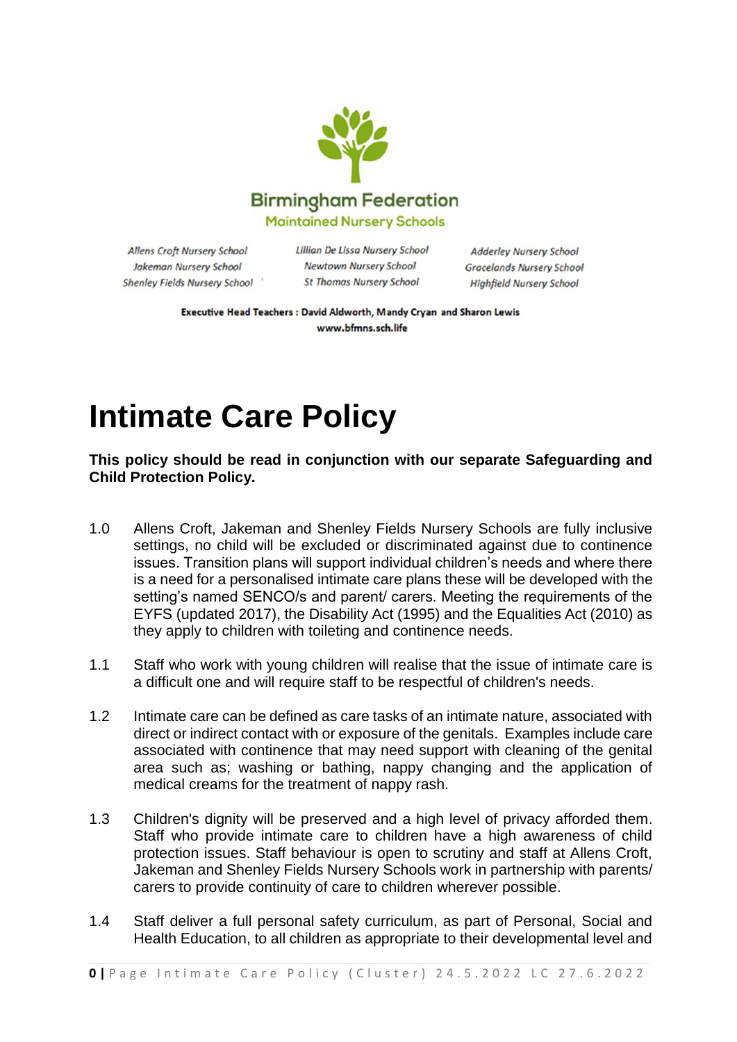**Birmingham Federation**
**Maintained Nursery Schools**

*Allens Croft Nursery School*
*Jakeman Nursery School*
*Shenley Fields Nursery School*
*Lillian De Lissa Nursery School*
*Newtown Nursery School*
*St Thomas Nursery School*
*Adderley Nursery School*
*Gracelands Nursery School*
*Highfield Nursery School*

**Executive Head Teachers : David Aldworth, Mandy Cryan and Sharon Lewis**
**www.bfmns.sch.life**

# Intimate Care Policy

**This policy should be read in conjunction with our separate Safeguarding and Child Protection Policy.**

1.0 Allens Croft, Jakeman and Shenley Fields Nursery Schools are fully inclusive settings, no child will be excluded or discriminated against due to continence issues. Transition plans will support individual children's needs and where there is a need for a personalised intimate care plans these will be developed with the setting's named SENCO/s and parent/ carers. Meeting the requirements of the EYFS (updated 2017), the Disability Act (1995) and the Equalities Act (2010) as they apply to children with toileting and continence needs.

1.1 Staff who work with young children will realise that the issue of intimate care is a difficult one and will require staff to be respectful of children's needs.

1.2 Intimate care can be defined as care tasks of an intimate nature, associated with direct or indirect contact with or exposure of the genitals. Examples include care associated with continence that may need support with cleaning of the genital area such as; washing or bathing, nappy changing and the application of medical creams for the treatment of nappy rash.

1.3 Children's dignity will be preserved and a high level of privacy afforded them. Staff who provide intimate care to children have a high awareness of child protection issues. Staff behaviour is open to scrutiny and staff at Allens Croft, Jakeman and Shenley Fields Nursery Schools work in partnership with parents/ carers to provide continuity of care to children wherever possible.

1.4 Staff deliver a full personal safety curriculum, as part of Personal, Social and Health Education, to all children as appropriate to their developmental level and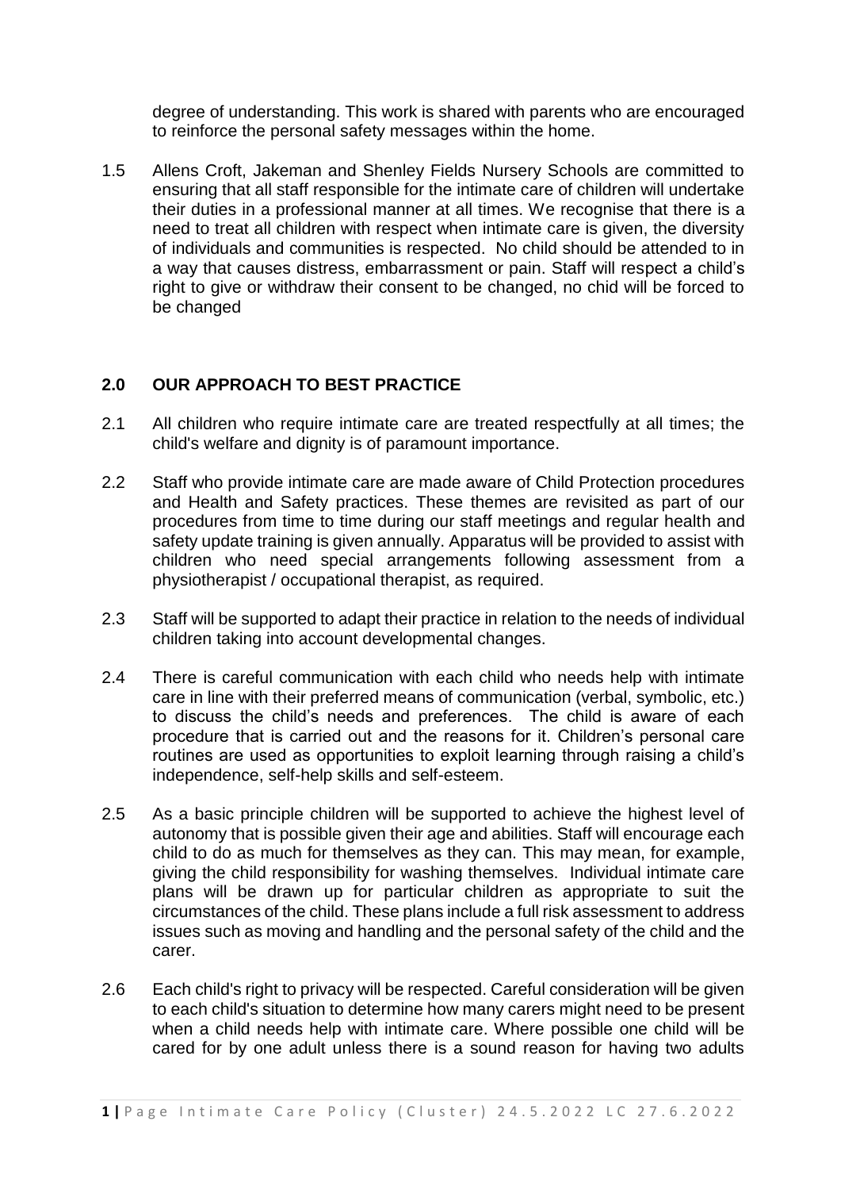degree of understanding. This work is shared with parents who are encouraged to reinforce the personal safety messages within the home.

1.5 Allens Croft, Jakeman and Shenley Fields Nursery Schools are committed to ensuring that all staff responsible for the intimate care of children will undertake their duties in a professional manner at all times. We recognise that there is a need to treat all children with respect when intimate care is given, the diversity of individuals and communities is respected. No child should be attended to in a way that causes distress, embarrassment or pain. Staff will respect a child's right to give or withdraw their consent to be changed, no chid will be forced to be changed

## 2.0 OUR APPROACH TO BEST PRACTICE

2.1 All children who require intimate care are treated respectfully at all times; the child's welfare and dignity is of paramount importance.

2.2 Staff who provide intimate care are made aware of Child Protection procedures and Health and Safety practices. These themes are revisited as part of our procedures from time to time during our staff meetings and regular health and safety update training is given annually. Apparatus will be provided to assist with children who need special arrangements following assessment from a physiotherapist / occupational therapist, as required.

2.3 Staff will be supported to adapt their practice in relation to the needs of individual children taking into account developmental changes.

2.4 There is careful communication with each child who needs help with intimate care in line with their preferred means of communication (verbal, symbolic, etc.) to discuss the child's needs and preferences. The child is aware of each procedure that is carried out and the reasons for it. Children's personal care routines are used as opportunities to exploit learning through raising a child's independence, self-help skills and self-esteem.

2.5 As a basic principle children will be supported to achieve the highest level of autonomy that is possible given their age and abilities. Staff will encourage each child to do as much for themselves as they can. This may mean, for example, giving the child responsibility for washing themselves. Individual intimate care plans will be drawn up for particular children as appropriate to suit the circumstances of the child. These plans include a full risk assessment to address issues such as moving and handling and the personal safety of the child and the carer.

2.6 Each child's right to privacy will be respected. Careful consideration will be given to each child's situation to determine how many carers might need to be present when a child needs help with intimate care. Where possible one child will be cared for by one adult unless there is a sound reason for having two adults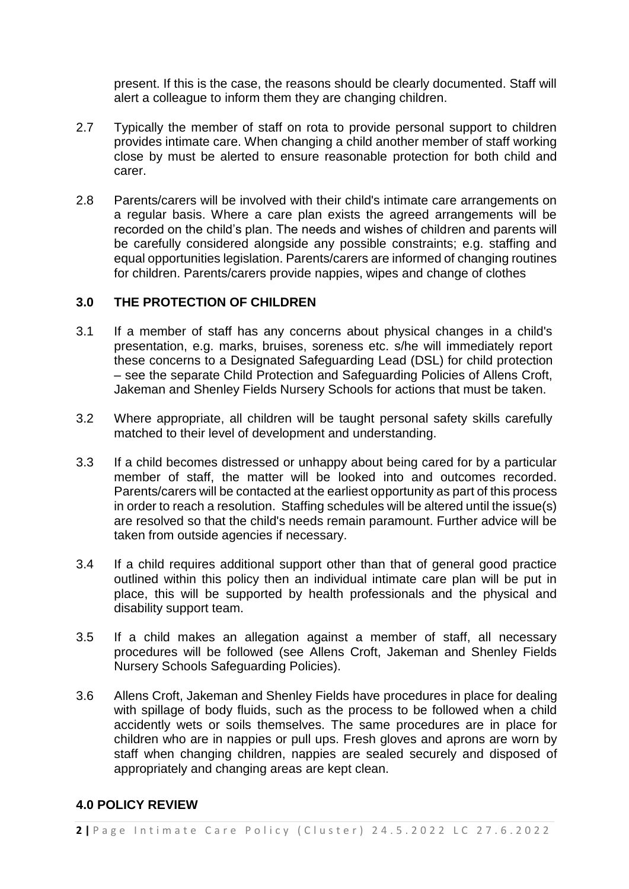present. If this is the case, the reasons should be clearly documented. Staff will alert a colleague to inform them they are changing children.

2.7 Typically the member of staff on rota to provide personal support to children provides intimate care. When changing a child another member of staff working close by must be alerted to ensure reasonable protection for both child and carer.

2.8 Parents/carers will be involved with their child's intimate care arrangements on a regular basis. Where a care plan exists the agreed arrangements will be recorded on the child's plan. The needs and wishes of children and parents will be carefully considered alongside any possible constraints; e.g. staffing and equal opportunities legislation. Parents/carers are informed of changing routines for children. Parents/carers provide nappies, wipes and change of clothes

## 3.0 THE PROTECTION OF CHILDREN

3.1 If a member of staff has any concerns about physical changes in a child's presentation, e.g. marks, bruises, soreness etc. s/he will immediately report these concerns to a Designated Safeguarding Lead (DSL) for child protection – see the separate Child Protection and Safeguarding Policies of Allens Croft, Jakeman and Shenley Fields Nursery Schools for actions that must be taken.

3.2 Where appropriate, all children will be taught personal safety skills carefully matched to their level of development and understanding.

3.3 If a child becomes distressed or unhappy about being cared for by a particular member of staff, the matter will be looked into and outcomes recorded. Parents/carers will be contacted at the earliest opportunity as part of this process in order to reach a resolution. Staffing schedules will be altered until the issue(s) are resolved so that the child's needs remain paramount. Further advice will be taken from outside agencies if necessary.

3.4 If a child requires additional support other than that of general good practice outlined within this policy then an individual intimate care plan will be put in place, this will be supported by health professionals and the physical and disability support team.

3.5 If a child makes an allegation against a member of staff, all necessary procedures will be followed (see Allens Croft, Jakeman and Shenley Fields Nursery Schools Safeguarding Policies).

3.6 Allens Croft, Jakeman and Shenley Fields have procedures in place for dealing with spillage of body fluids, such as the process to be followed when a child accidently wets or soils themselves. The same procedures are in place for children who are in nappies or pull ups. Fresh gloves and aprons are worn by staff when changing children, nappies are sealed securely and disposed of appropriately and changing areas are kept clean.

## 4.0 POLICY REVIEW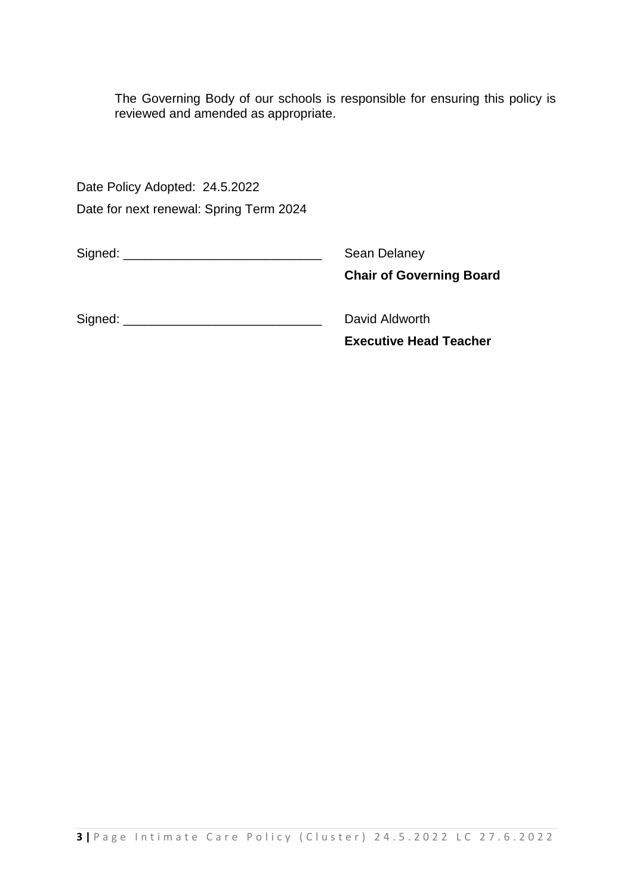The Governing Body of our schools is responsible for ensuring this policy is reviewed and amended as appropriate.

Date Policy Adopted: 24.5.2022

Date for next renewal: Spring Term 2024

Signed: ____________________________ Sean Delaney
**Chair of Governing Board**

Signed: ____________________________ David Aldworth
**Executive Head Teacher**